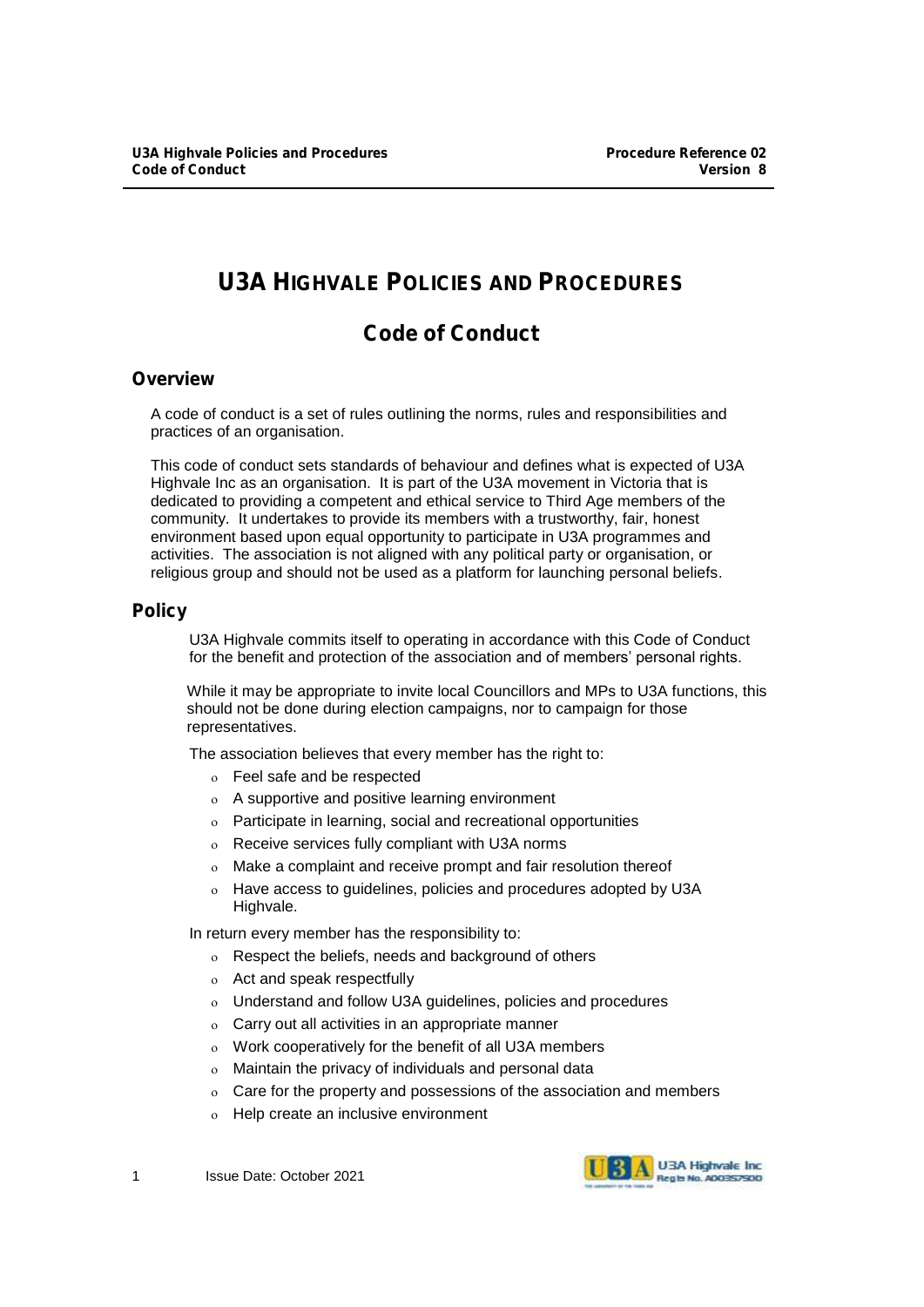# U3A HIGHVALE POLICIES AND PROCEDURES

## Code of Conduct

### Overview

A code of conduct is a set of rules outlining the norms, rules and responsibilities and practices of an organisation.

This code of conduct sets standards of behaviour and defines what is expected of U3A Highvale Inc as an organisation. It is part of the U3A movement in Victoria that is dedicated to providing a competent and ethical service to Third Age members of the community. It undertakes to provide its members with a trustworthy, fair, honest environment based upon equal opportunity to participate in U3A programmes and activities. The association is not aligned with any political party or organisation, or religious group and should not be used as a platform for launching personal beliefs.

### Policy

U3A Highvale commits itself to operating in accordance with this Code of Conduct for the benefit and protection of the association and of members' personal rights.

While it may be appropriate to invite local Councillors and MPs to U3A functions, this should not be done during election campaigns, nor to campaign for those representatives.

The association believes that every member has the right to:

- Feel safe and be respected
- A supportive and positive learning environment
- Participate in learning, social and recreational opportunities
- Receive services fully compliant with U3A norms
- Make a complaint and receive prompt and fair resolution thereof
- Have access to guidelines, policies and procedures adopted by U3A Highvale.

In return every member has the responsibility to:

- Respect the beliefs, needs and background of others
- Act and speak respectfully
- Understand and follow U3A guidelines, policies and procedures
- Carry out all activities in an appropriate manner
- Work cooperatively for the benefit of all U3A members
- Maintain the privacy of individuals and personal data
- Care for the property and possessions of the association and members
- Help create an inclusive environment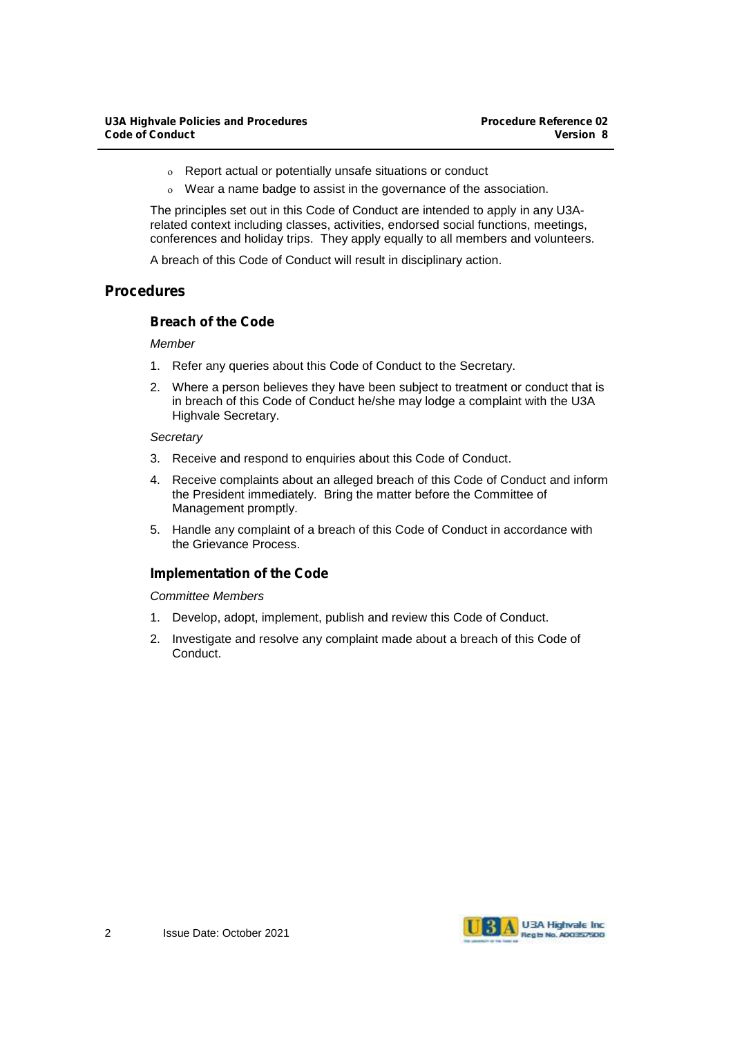- Report actual or potentially unsafe situations or conduct
- Wear a name badge to assist in the governance of the association.

The principles set out in this Code of Conduct are intended to apply in any U3A-related context including classes, activities, endorsed social functions, meetings, conferences and holiday trips. They apply equally to all members and volunteers.

A breach of this Code of Conduct will result in disciplinary action.

## Procedures

### Breach of the Code

*Member*

1. Refer any queries about this Code of Conduct to the Secretary.
2. Where a person believes they have been subject to treatment or conduct that is in breach of this Code of Conduct he/she may lodge a complaint with the U3A Highvale Secretary.

*Secretary*

3. Receive and respond to enquiries about this Code of Conduct.
4. Receive complaints about an alleged breach of this Code of Conduct and inform the President immediately. Bring the matter before the Committee of Management promptly.
5. Handle any complaint of a breach of this Code of Conduct in accordance with the Grievance Process.

### Implementation of the Code

*Committee Members*

1. Develop, adopt, implement, publish and review this Code of Conduct.
2. Investigate and resolve any complaint made about a breach of this Code of Conduct.